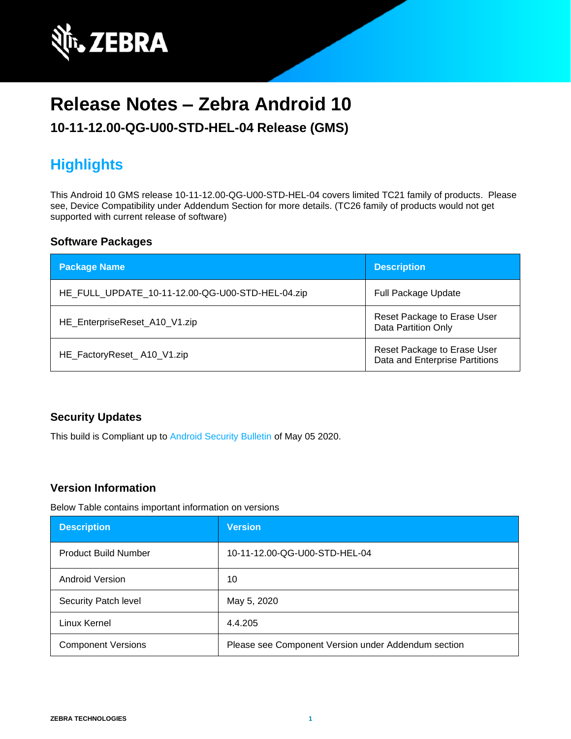# Release Notes – Zebra Android 10

### 10-11-12.00-QG-U00-STD-HEL-04 Release (GMS)

## Highlights

This Android 10 GMS release 10-11-12.00-QG-U00-STD-HEL-04 covers limited TC21 family of products. Please see, Device Compatibility under Addendum Section for more details. (TC26 family of products would not get supported with current release of software)

### Software Packages

| Package Name | Description |
|---|---|
| HE_FULL_UPDATE_10-11-12.00-QG-U00-STD-HEL-04.zip | Full Package Update |
| HE_EnterpriseReset_A10_V1.zip | Reset Package to Erase User Data Partition Only |
| HE_FactoryReset_ A10_V1.zip | Reset Package to Erase User Data and Enterprise Partitions |

### Security Updates

This build is Compliant up to Android Security Bulletin of May 05 2020.

### Version Information

Below Table contains important information on versions

| Description | Version |
|---|---|
| Product Build Number | 10-11-12.00-QG-U00-STD-HEL-04 |
| Android Version | 10 |
| Security Patch level | May 5, 2020 |
| Linux Kernel | 4.4.205 |
| Component Versions | Please see Component Version under Addendum section |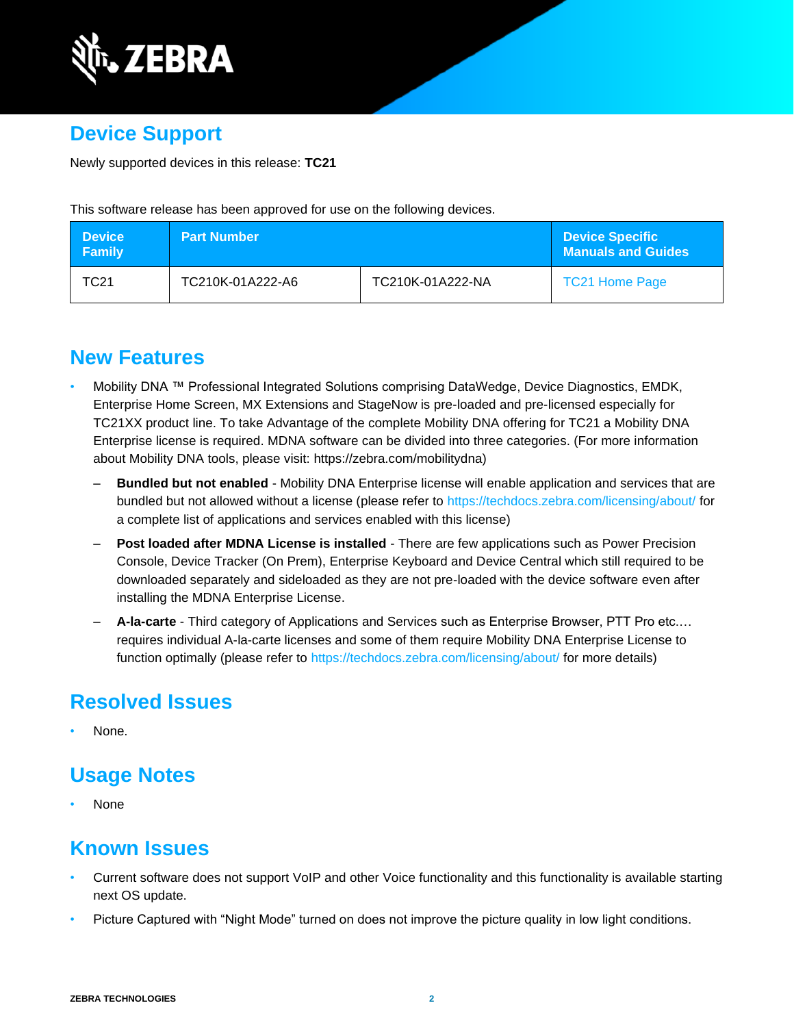## Device Support

Newly supported devices in this release: **TC21**

This software release has been approved for use on the following devices.

| Device Family | Part Number | | Device Specific Manuals and Guides |
|---|---|---|---|
| TC21 | TC210K-01A222-A6 | TC210K-01A222-NA | TC21 Home Page |

## New Features

- Mobility DNA ™ Professional Integrated Solutions comprising DataWedge, Device Diagnostics, EMDK, Enterprise Home Screen, MX Extensions and StageNow is pre-loaded and pre-licensed especially for TC21XX product line. To take Advantage of the complete Mobility DNA offering for TC21 a Mobility DNA Enterprise license is required. MDNA software can be divided into three categories. (For more information about Mobility DNA tools, please visit: https://zebra.com/mobilitydna)
  - **Bundled but not enabled** - Mobility DNA Enterprise license will enable application and services that are bundled but not allowed without a license (please refer to https://techdocs.zebra.com/licensing/about/ for a complete list of applications and services enabled with this license)
  - **Post loaded after MDNA License is installed** - There are few applications such as Power Precision Console, Device Tracker (On Prem), Enterprise Keyboard and Device Central which still required to be downloaded separately and sideloaded as they are not pre-loaded with the device software even after installing the MDNA Enterprise License.
  - **A-la-carte** - Third category of Applications and Services such as Enterprise Browser, PTT Pro etc.… requires individual A-la-carte licenses and some of them require Mobility DNA Enterprise License to function optimally (please refer to https://techdocs.zebra.com/licensing/about/ for more details)

## Resolved Issues

- None.

## Usage Notes

- None

## Known Issues

- Current software does not support VoIP and other Voice functionality and this functionality is available starting next OS update.
- Picture Captured with "Night Mode" turned on does not improve the picture quality in low light conditions.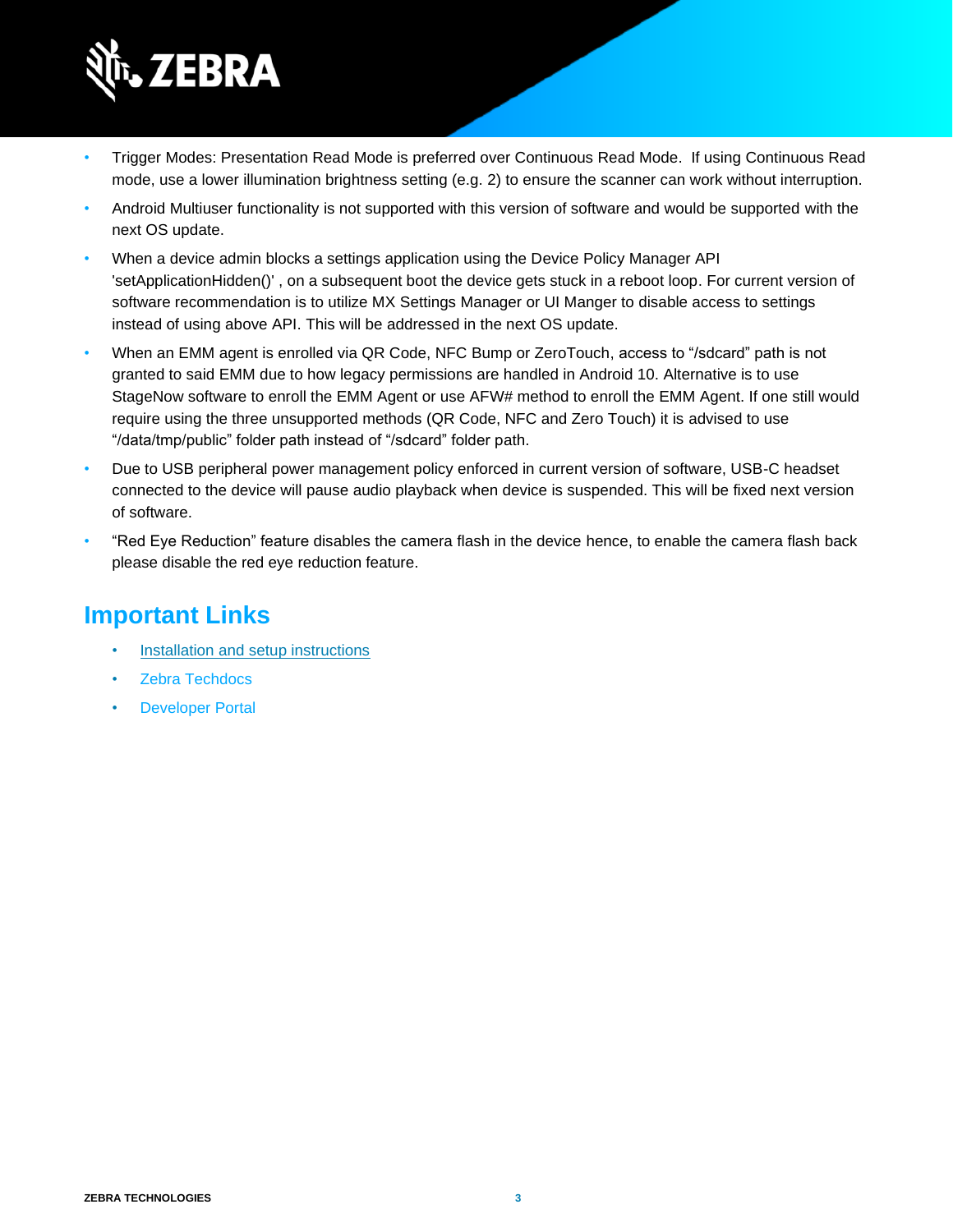- Trigger Modes: Presentation Read Mode is preferred over Continuous Read Mode.  If using Continuous Read mode, use a lower illumination brightness setting (e.g. 2) to ensure the scanner can work without interruption.
- Android Multiuser functionality is not supported with this version of software and would be supported with the next OS update.
- When a device admin blocks a settings application using the Device Policy Manager API 'setApplicationHidden()' , on a subsequent boot the device gets stuck in a reboot loop. For current version of software recommendation is to utilize MX Settings Manager or UI Manger to disable access to settings instead of using above API. This will be addressed in the next OS update.
- When an EMM agent is enrolled via QR Code, NFC Bump or ZeroTouch, access to "/sdcard" path is not granted to said EMM due to how legacy permissions are handled in Android 10. Alternative is to use StageNow software to enroll the EMM Agent or use AFW# method to enroll the EMM Agent. If one still would require using the three unsupported methods (QR Code, NFC and Zero Touch) it is advised to use "/data/tmp/public" folder path instead of "/sdcard" folder path.
- Due to USB peripheral power management policy enforced in current version of software, USB-C headset connected to the device will pause audio playback when device is suspended. This will be fixed next version of software.
- "Red Eye Reduction" feature disables the camera flash in the device hence, to enable the camera flash back please disable the red eye reduction feature.

## Important Links

- Installation and setup instructions
- Zebra Techdocs
- Developer Portal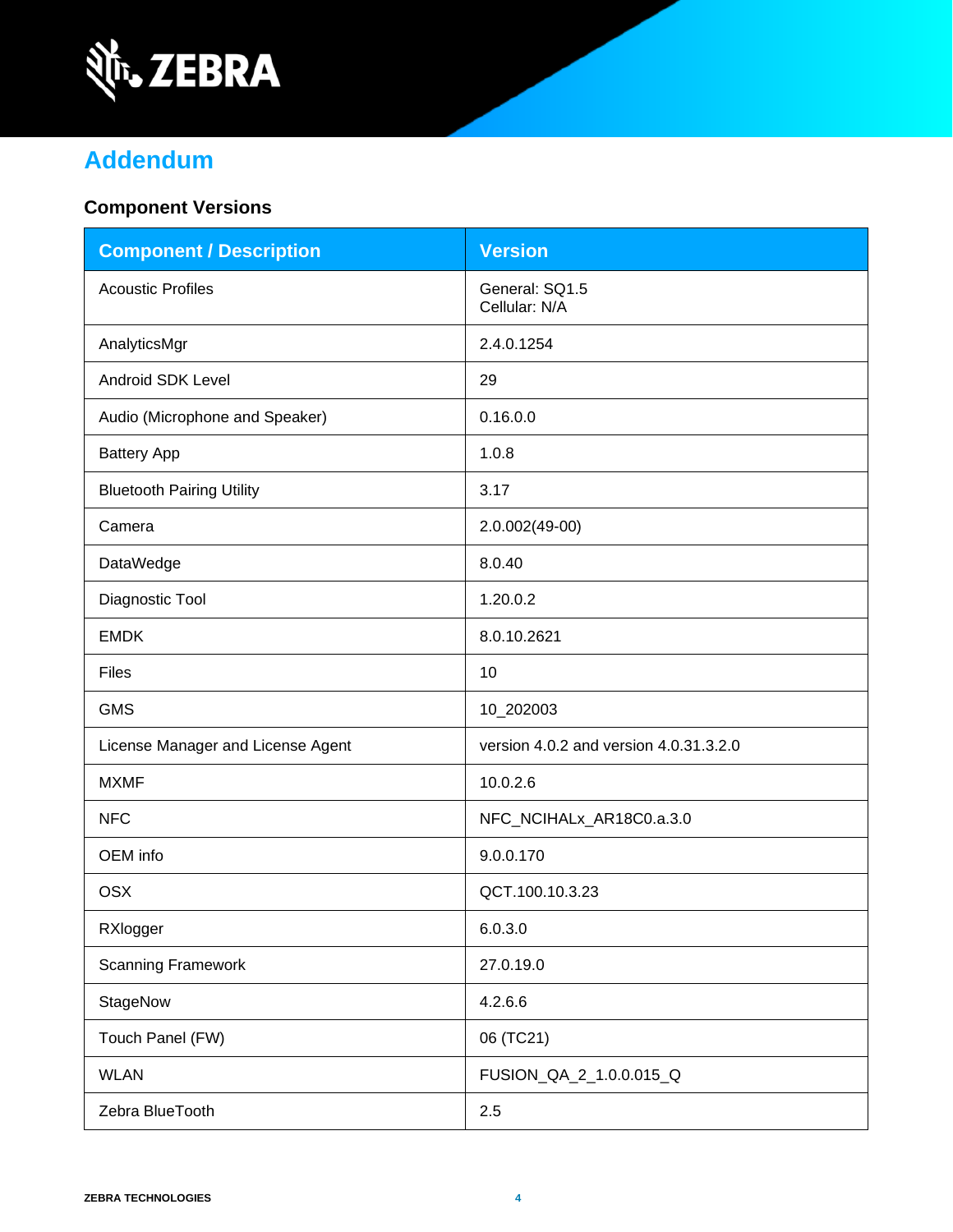# Addendum

## Component Versions

| Component / Description | Version |
|---|---|
| Acoustic Profiles | General: SQ1.5<br>Cellular: N/A |
| AnalyticsMgr | 2.4.0.1254 |
| Android SDK Level | 29 |
| Audio (Microphone and Speaker) | 0.16.0.0 |
| Battery App | 1.0.8 |
| Bluetooth Pairing Utility | 3.17 |
| Camera | 2.0.002(49-00) |
| DataWedge | 8.0.40 |
| Diagnostic Tool | 1.20.0.2 |
| EMDK | 8.0.10.2621 |
| Files | 10 |
| GMS | 10_202003 |
| License Manager and License Agent | version 4.0.2 and version 4.0.31.3.2.0 |
| MXMF | 10.0.2.6 |
| NFC | NFC_NCIHALx_AR18C0.a.3.0 |
| OEM info | 9.0.0.170 |
| OSX | QCT.100.10.3.23 |
| RXlogger | 6.0.3.0 |
| Scanning Framework | 27.0.19.0 |
| StageNow | 4.2.6.6 |
| Touch Panel (FW) | 06 (TC21) |
| WLAN | FUSION_QA_2_1.0.0.015_Q |
| Zebra BlueTooth | 2.5 |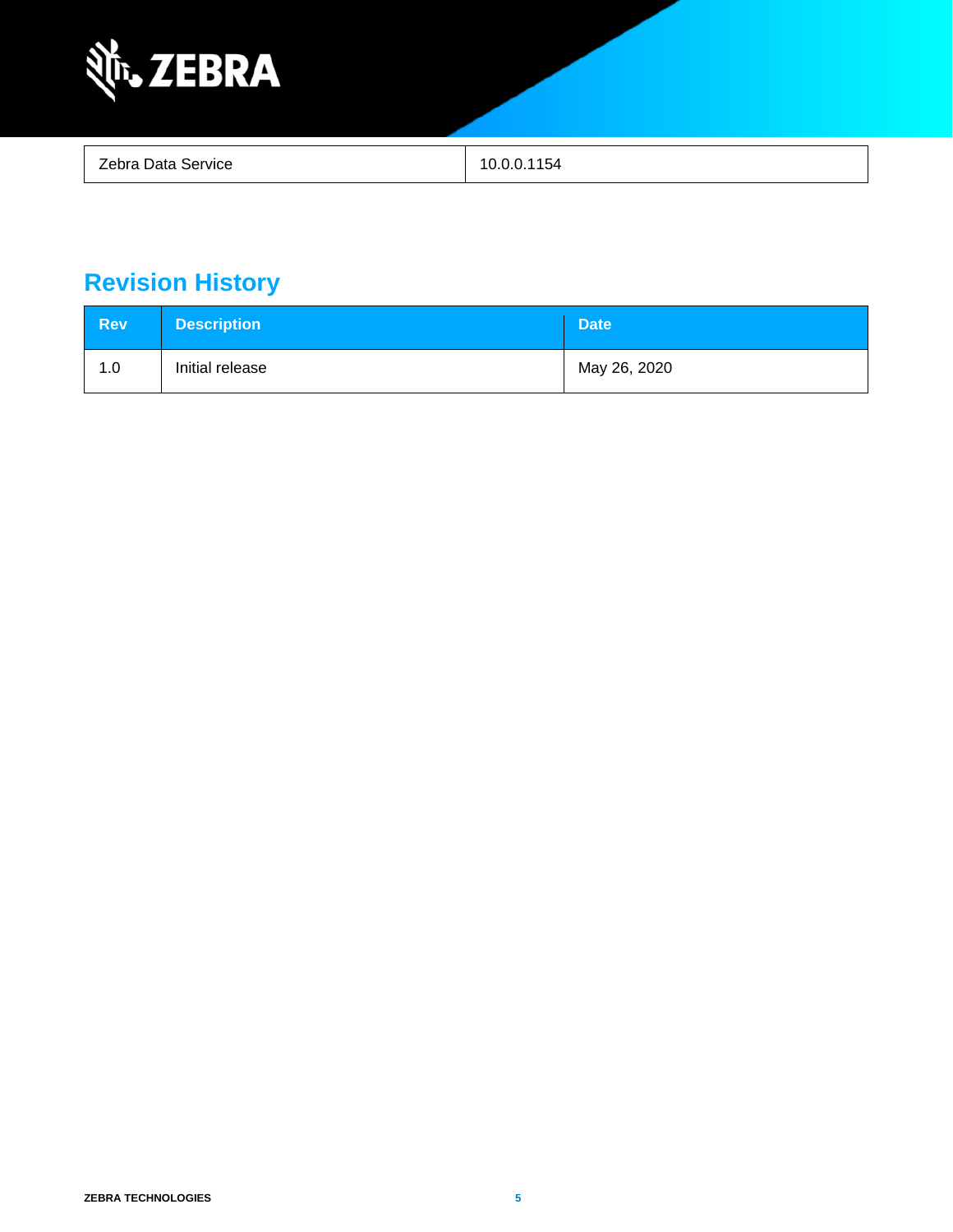| | |
|---|---|
| Zebra Data Service | 10.0.0.1154 |

## Revision History

| Rev | Description | Date |
|---|---|---|
| 1.0 | Initial release | May 26, 2020 |